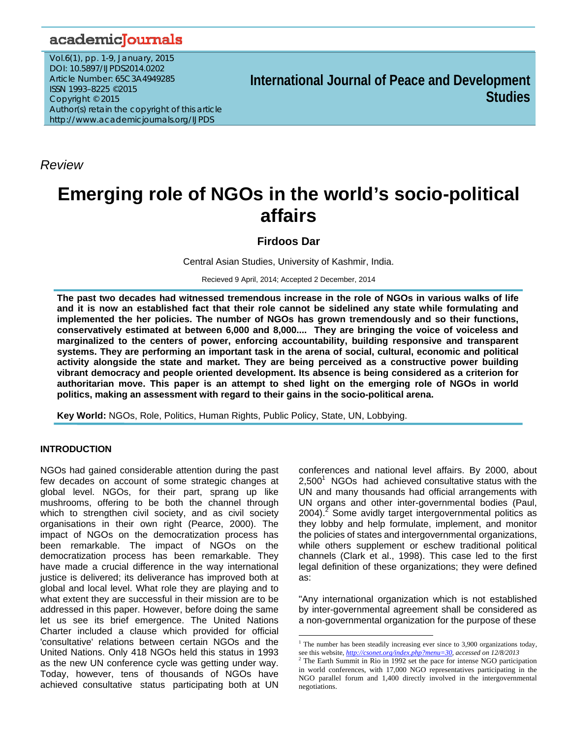academicJournals

Vol.6(1), pp. 1-9, January, 2015
DOI: 10.5897/IJPDS2014.0202
Article Number: 65C3A4949285
ISSN 1993–8225 ©2015
Copyright © 2015
Author(s) retain the copyright of this article
http://www.academicjournals.org/IJPDS

**International Journal of Peace and Development Studies**

*Review*

# Emerging role of NGOs in the world's socio-political affairs

**Firdoos Dar**

Central Asian Studies, University of Kashmir, India.

Recieved 9 April, 2014; Accepted 2 December, 2014

**The past two decades had witnessed tremendous increase in the role of NGOs in various walks of life and it is now an established fact that their role cannot be sidelined any state while formulating and implemented the her policies. The number of NGOs has grown tremendously and so their functions, conservatively estimated at between 6,000 and 8,000.... They are bringing the voice of voiceless and marginalized to the centers of power, enforcing accountability, building responsive and transparent systems. They are performing an important task in the arena of social, cultural, economic and political activity alongside the state and market. They are being perceived as a constructive power building vibrant democracy and people oriented development. Its absence is being considered as a criterion for authoritarian move. This paper is an attempt to shed light on the emerging role of NGOs in world politics, making an assessment with regard to their gains in the socio-political arena.**

**Key World:** NGOs, Role, Politics, Human Rights, Public Policy, State, UN, Lobbying.

## INTRODUCTION

NGOs had gained considerable attention during the past few decades on account of some strategic changes at global level. NGOs, for their part, sprang up like mushrooms, offering to be both the channel through which to strengthen civil society, and as civil society organisations in their own right (Pearce, 2000). The impact of NGOs on the democratization process has been remarkable. The impact of NGOs on the democratization process has been remarkable. They have made a crucial difference in the way international justice is delivered; its deliverance has improved both at global and local level. What role they are playing and to what extent they are successful in their mission are to be addressed in this paper. However, before doing the same let us see its brief emergence. The United Nations Charter included a clause which provided for official 'consultative' relations between certain NGOs and the United Nations. Only 418 NGOs held this status in 1993 as the new UN conference cycle was getting under way. Today, however, tens of thousands of NGOs have achieved consultative status participating both at UN conferences and national level affairs. By 2000, about 2,500[1] NGOs had achieved consultative status with the UN and many thousands had official arrangements with UN organs and other inter-governmental bodies (Paul, 2004).[2] Some avidly target intergovernmental politics as they lobby and help formulate, implement, and monitor the policies of states and intergovernmental organizations, while others supplement or eschew traditional political channels (Clark et al., 1998). This case led to the first legal definition of these organizations; they were defined as:

"Any international organization which is not established by inter-governmental agreement shall be considered as a non-governmental organization for the purpose of these

[1] The number has been steadily increasing ever since to 3,900 organizations today, see this website, *http://csonet.org/index.php?menu=30, accessed on 12/8/2013*

[2] The Earth Summit in Rio in 1992 set the pace for intense NGO participation in world conferences, with 17,000 NGO representatives participating in the NGO parallel forum and 1,400 directly involved in the intergovernmental negotiations.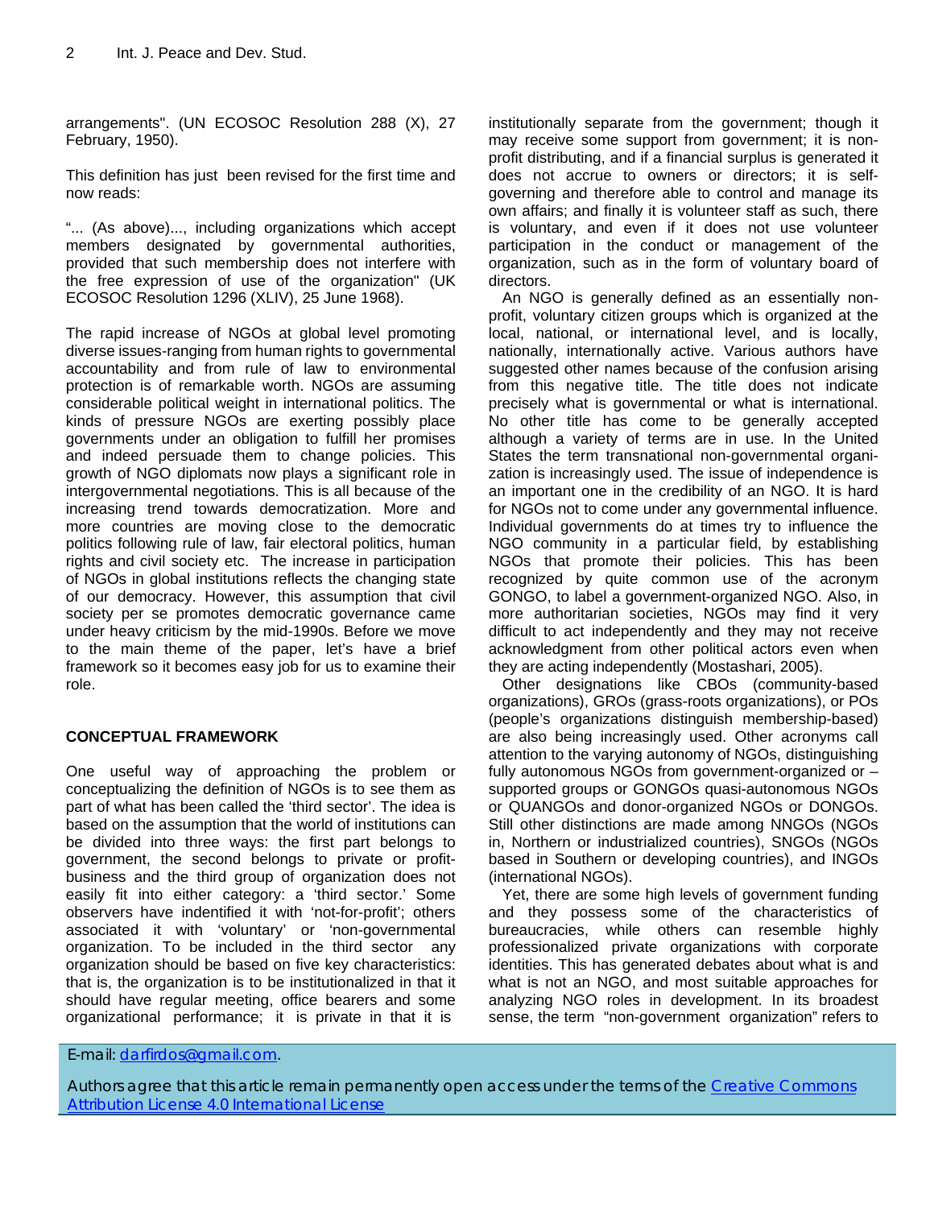arrangements". (UN ECOSOC Resolution 288 (X), 27 February, 1950).

This definition has just been revised for the first time and now reads:

"... (As above)..., including organizations which accept members designated by governmental authorities, provided that such membership does not interfere with the free expression of use of the organization" (UK ECOSOC Resolution 1296 (XLIV), 25 June 1968).

The rapid increase of NGOs at global level promoting diverse issues-ranging from human rights to governmental accountability and from rule of law to environmental protection is of remarkable worth. NGOs are assuming considerable political weight in international politics. The kinds of pressure NGOs are exerting possibly place governments under an obligation to fulfill her promises and indeed persuade them to change policies. This growth of NGO diplomats now plays a significant role in intergovernmental negotiations. This is all because of the increasing trend towards democratization. More and more countries are moving close to the democratic politics following rule of law, fair electoral politics, human rights and civil society etc. The increase in participation of NGOs in global institutions reflects the changing state of our democracy. However, this assumption that civil society per se promotes democratic governance came under heavy criticism by the mid-1990s. Before we move to the main theme of the paper, let's have a brief framework so it becomes easy job for us to examine their role.

## CONCEPTUAL FRAMEWORK

One useful way of approaching the problem or conceptualizing the definition of NGOs is to see them as part of what has been called the 'third sector'. The idea is based on the assumption that the world of institutions can be divided into three ways: the first part belongs to government, the second belongs to private or profit-business and the third group of organization does not easily fit into either category: a 'third sector.' Some observers have indentified it with 'not-for-profit'; others associated it with 'voluntary' or 'non-governmental organization. To be included in the third sector any organization should be based on five key characteristics: that is, the organization is to be institutionalized in that it should have regular meeting, office bearers and some organizational performance; it is private in that it is institutionally separate from the government; though it may receive some support from government; it is non-profit distributing, and if a financial surplus is generated it does not accrue to owners or directors; it is self-governing and therefore able to control and manage its own affairs; and finally it is volunteer staff as such, there is voluntary, and even if it does not use volunteer participation in the conduct or management of the organization, such as in the form of voluntary board of directors.

An NGO is generally defined as an essentially non-profit, voluntary citizen groups which is organized at the local, national, or international level, and is locally, nationally, internationally active. Various authors have suggested other names because of the confusion arising from this negative title. The title does not indicate precisely what is governmental or what is international. No other title has come to be generally accepted although a variety of terms are in use. In the United States the term transnational non-governmental organization is increasingly used. The issue of independence is an important one in the credibility of an NGO. It is hard for NGOs not to come under any governmental influence. Individual governments do at times try to influence the NGO community in a particular field, by establishing NGOs that promote their policies. This has been recognized by quite common use of the acronym GONGO, to label a government-organized NGO. Also, in more authoritarian societies, NGOs may find it very difficult to act independently and they may not receive acknowledgment from other political actors even when they are acting independently (Mostashari, 2005).

Other designations like CBOs (community-based organizations), GROs (grass-roots organizations), or POs (people's organizations distinguish membership-based) are also being increasingly used. Other acronyms call attention to the varying autonomy of NGOs, distinguishing fully autonomous NGOs from government-organized or – supported groups or GONGOs quasi-autonomous NGOs or QUANGOs and donor-organized NGOs or DONGOs. Still other distinctions are made among NNGOs (NGOs in, Northern or industrialized countries), SNGOs (NGOs based in Southern or developing countries), and INGOs (international NGOs).

Yet, there are some high levels of government funding and they possess some of the characteristics of bureaucracies, while others can resemble highly professionalized private organizations with corporate identities. This has generated debates about what is and what is not an NGO, and most suitable approaches for analyzing NGO roles in development. In its broadest sense, the term "non-government organization" refers to

E-mail: darfirdos@gmail.com.

Authors agree that this article remain permanently open access under the terms of the Creative Commons Attribution License 4.0 International License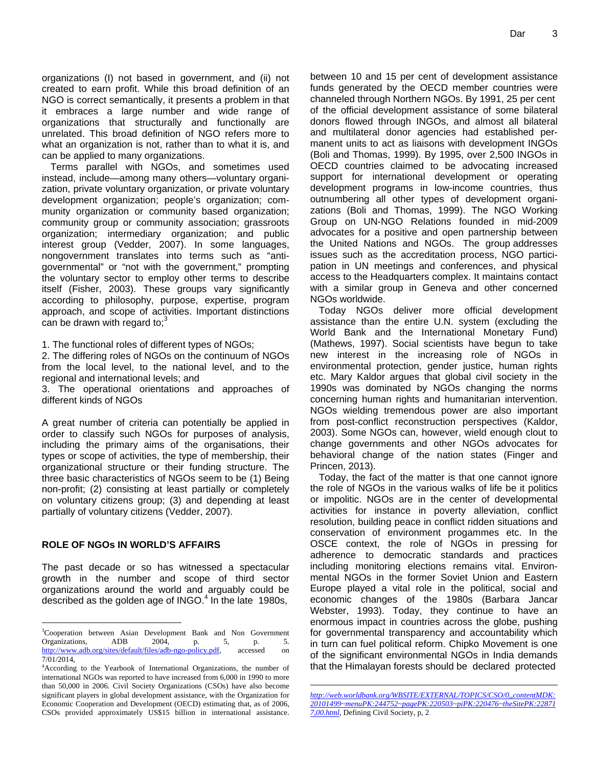organizations (I) not based in government, and (ii) not created to earn profit. While this broad definition of an NGO is correct semantically, it presents a problem in that it embraces a large number and wide range of organizations that structurally and functionally are unrelated. This broad definition of NGO refers more to what an organization is not, rather than to what it is, and can be applied to many organizations.

Terms parallel with NGOs, and sometimes used instead, include—among many others—voluntary organization, private voluntary organization, or private voluntary development organization; people's organization; community organization or community based organization; community group or community association; grassroots organization; intermediary organization; and public interest group (Vedder, 2007). In some languages, nongovernment translates into terms such as "anti-governmental" or "not with the government," prompting the voluntary sector to employ other terms to describe itself (Fisher, 2003). These groups vary significantly according to philosophy, purpose, expertise, program approach, and scope of activities. Important distinctions can be drawn with regard to;[3]

1. The functional roles of different types of NGOs;
2. The differing roles of NGOs on the continuum of NGOs from the local level, to the national level, and to the regional and international levels; and
3. The operational orientations and approaches of different kinds of NGOs

A great number of criteria can potentially be applied in order to classify such NGOs for purposes of analysis, including the primary aims of the organisations, their types or scope of activities, the type of membership, their organizational structure or their funding structure. The three basic characteristics of NGOs seem to be (1) Being non-profit; (2) consisting at least partially or completely on voluntary citizens group; (3) and depending at least partially of voluntary citizens (Vedder, 2007).

## ROLE OF NGOs IN WORLD'S AFFAIRS

The past decade or so has witnessed a spectacular growth in the number and scope of third sector organizations around the world and arguably could be described as the golden age of INGO.[4] In the late 1980s, between 10 and 15 per cent of development assistance funds generated by the OECD member countries were channeled through Northern NGOs. By 1991, 25 per cent of the official development assistance of some bilateral donors flowed through INGOs, and almost all bilateral and multilateral donor agencies had established permanent units to act as liaisons with development INGOs (Boli and Thomas, 1999). By 1995, over 2,500 INGOs in OECD countries claimed to be advocating increased support for international development or operating development programs in low-income countries, thus outnumbering all other types of development organizations (Boli and Thomas, 1999). The NGO Working Group on UN-NGO Relations founded in mid-2009 advocates for a positive and open partnership between the United Nations and NGOs. The group addresses issues such as the accreditation process, NGO participation in UN meetings and conferences, and physical access to the Headquarters complex. It maintains contact with a similar group in Geneva and other concerned NGOs worldwide.

Today NGOs deliver more official development assistance than the entire U.N. system (excluding the World Bank and the International Monetary Fund) (Mathews, 1997). Social scientists have begun to take new interest in the increasing role of NGOs in environmental protection, gender justice, human rights etc. Mary Kaldor argues that global civil society in the 1990s was dominated by NGOs changing the norms concerning human rights and humanitarian intervention. NGOs wielding tremendous power are also important from post-conflict reconstruction perspectives (Kaldor, 2003). Some NGOs can, however, wield enough clout to change governments and other NGOs advocates for behavioral change of the nation states (Finger and Princen, 2013).

Today, the fact of the matter is that one cannot ignore the role of NGOs in the various walks of life be it politics or impolitic. NGOs are in the center of developmental activities for instance in poverty alleviation, conflict resolution, building peace in conflict ridden situations and conservation of environment progammes etc. In the OSCE context, the role of NGOs in pressing for adherence to democratic standards and practices including monitoring elections remains vital. Environmental NGOs in the former Soviet Union and Eastern Europe played a vital role in the political, social and economic changes of the 1980s (Barbara Jancar Webster, 1993). Today, they continue to have an enormous impact in countries across the globe, pushing for governmental transparency and accountability which in turn can fuel political reform. Chipko Movement is one of the significant environmental NGOs in India demands that the Himalayan forests should be declared protected

---

[3]Cooperation between Asian Development Bank and Non Government Organizations, ADB 2004, p. 5, p. 5. http://www.adb.org/sites/default/files/adb-ngo-policy.pdf, accessed on 7/01/2014,

[4]According to the Yearbook of International Organizations, the number of international NGOs was reported to have increased from 6,000 in 1990 to more than 50,000 in 2006. Civil Society Organizations (CSOs) have also become significant players in global development assistance, with the Organization for Economic Cooperation and Development (OECD) estimating that, as of 2006, CSOs provided approximately US$15 billion in international assistance. *http://web.worldbank.org/WBSITE/EXTERNAL/TOPICS/CSO/0,,contentMDK:20101499~menuPK:244752~pagePK:220503~piPK:220476~theSitePK:228717,00.html*, Defining Civil Society, p, 2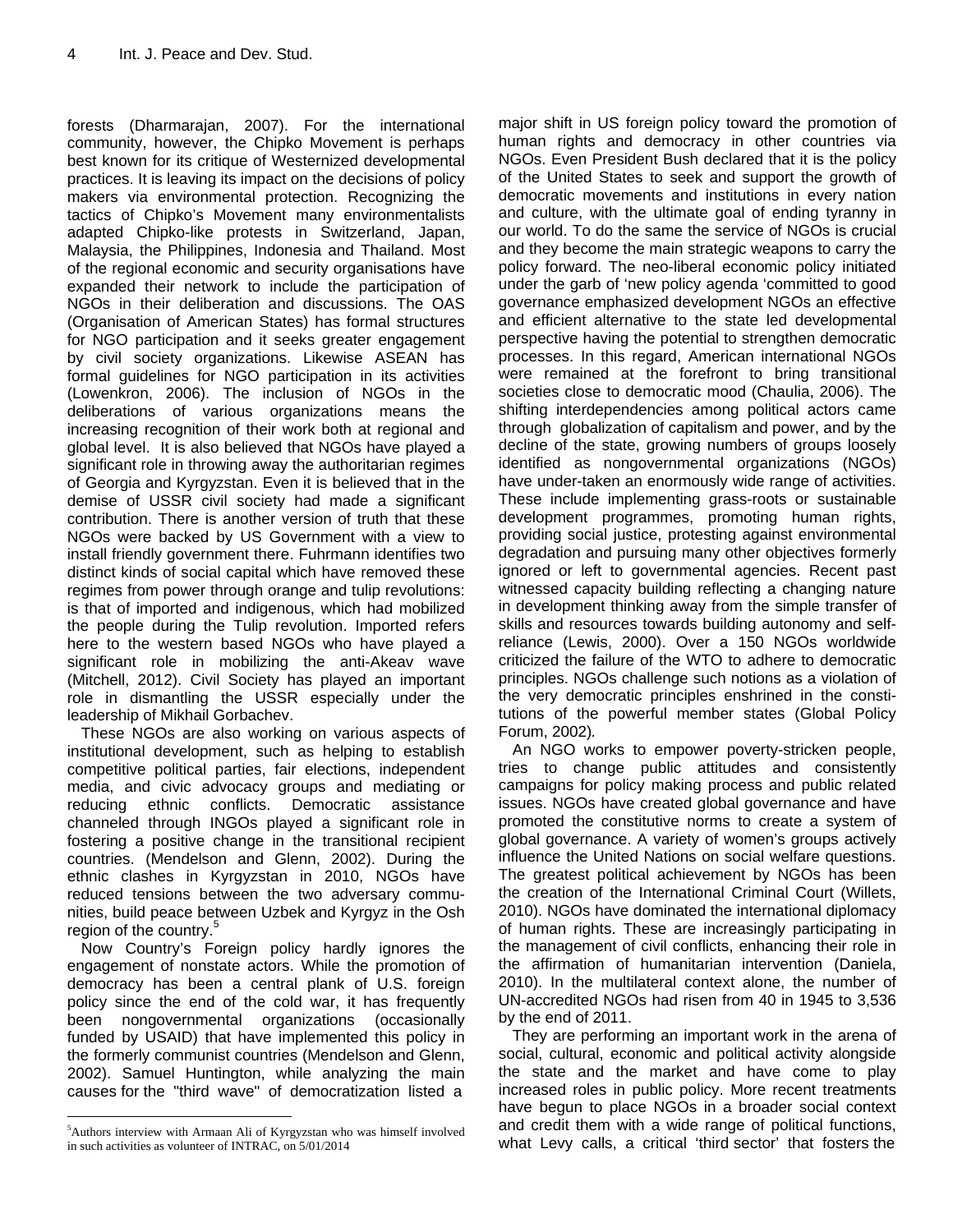forests (Dharmarajan, 2007). For the international community, however, the Chipko Movement is perhaps best known for its critique of Westernized developmental practices. It is leaving its impact on the decisions of policy makers via environmental protection. Recognizing the tactics of Chipko's Movement many environmentalists adapted Chipko-like protests in Switzerland, Japan, Malaysia, the Philippines, Indonesia and Thailand. Most of the regional economic and security organisations have expanded their network to include the participation of NGOs in their deliberation and discussions. The OAS (Organisation of American States) has formal structures for NGO participation and it seeks greater engagement by civil society organizations. Likewise ASEAN has formal guidelines for NGO participation in its activities (Lowenkron, 2006). The inclusion of NGOs in the deliberations of various organizations means the increasing recognition of their work both at regional and global level. It is also believed that NGOs have played a significant role in throwing away the authoritarian regimes of Georgia and Kyrgyzstan. Even it is believed that in the demise of USSR civil society had made a significant contribution. There is another version of truth that these NGOs were backed by US Government with a view to install friendly government there. Fuhrmann identifies two distinct kinds of social capital which have removed these regimes from power through orange and tulip revolutions: is that of imported and indigenous, which had mobilized the people during the Tulip revolution. Imported refers here to the western based NGOs who have played a significant role in mobilizing the anti-Akeav wave (Mitchell, 2012). Civil Society has played an important role in dismantling the USSR especially under the leadership of Mikhail Gorbachev.

These NGOs are also working on various aspects of institutional development, such as helping to establish competitive political parties, fair elections, independent media, and civic advocacy groups and mediating or reducing ethnic conflicts. Democratic assistance channeled through INGOs played a significant role in fostering a positive change in the transitional recipient countries. (Mendelson and Glenn, 2002). During the ethnic clashes in Kyrgyzstan in 2010, NGOs have reduced tensions between the two adversary communities, build peace between Uzbek and Kyrgyz in the Osh region of the country.[5]

Now Country's Foreign policy hardly ignores the engagement of nonstate actors. While the promotion of democracy has been a central plank of U.S. foreign policy since the end of the cold war, it has frequently been nongovernmental organizations (occasionally funded by USAID) that have implemented this policy in the formerly communist countries (Mendelson and Glenn, 2002). Samuel Huntington, while analyzing the main causes for the "third wave" of democratization listed a major shift in US foreign policy toward the promotion of human rights and democracy in other countries via NGOs. Even President Bush declared that it is the policy of the United States to seek and support the growth of democratic movements and institutions in every nation and culture, with the ultimate goal of ending tyranny in our world. To do the same the service of NGOs is crucial and they become the main strategic weapons to carry the policy forward. The neo-liberal economic policy initiated under the garb of 'new policy agenda 'committed to good governance emphasized development NGOs an effective and efficient alternative to the state led developmental perspective having the potential to strengthen democratic processes. In this regard, American international NGOs were remained at the forefront to bring transitional societies close to democratic mood (Chaulia, 2006). The shifting interdependencies among political actors came through globalization of capitalism and power, and by the decline of the state, growing numbers of groups loosely identified as nongovernmental organizations (NGOs) have under-taken an enormously wide range of activities. These include implementing grass-roots or sustainable development programmes, promoting human rights, providing social justice, protesting against environmental degradation and pursuing many other objectives formerly ignored or left to governmental agencies. Recent past witnessed capacity building reflecting a changing nature in development thinking away from the simple transfer of skills and resources towards building autonomy and self-reliance (Lewis, 2000). Over a 150 NGOs worldwide criticized the failure of the WTO to adhere to democratic principles. NGOs challenge such notions as a violation of the very democratic principles enshrined in the constitutions of the powerful member states (Global Policy Forum, 2002).

An NGO works to empower poverty-stricken people, tries to change public attitudes and consistently campaigns for policy making process and public related issues. NGOs have created global governance and have promoted the constitutive norms to create a system of global governance. A variety of women's groups actively influence the United Nations on social welfare questions. The greatest political achievement by NGOs has been the creation of the International Criminal Court (Willets, 2010). NGOs have dominated the international diplomacy of human rights. These are increasingly participating in the management of civil conflicts, enhancing their role in the affirmation of humanitarian intervention (Daniela, 2010). In the multilateral context alone, the number of UN-accredited NGOs had risen from 40 in 1945 to 3,536 by the end of 2011.

They are performing an important work in the arena of social, cultural, economic and political activity alongside the state and the market and have come to play increased roles in public policy. More recent treatments have begun to place NGOs in a broader social context and credit them with a wide range of political functions, what Levy calls, a critical 'third sector' that fosters the

---

[5] Authors interview with Armaan Ali of Kyrgyzstan who was himself involved in such activities as volunteer of INTRAC, on 5/01/2014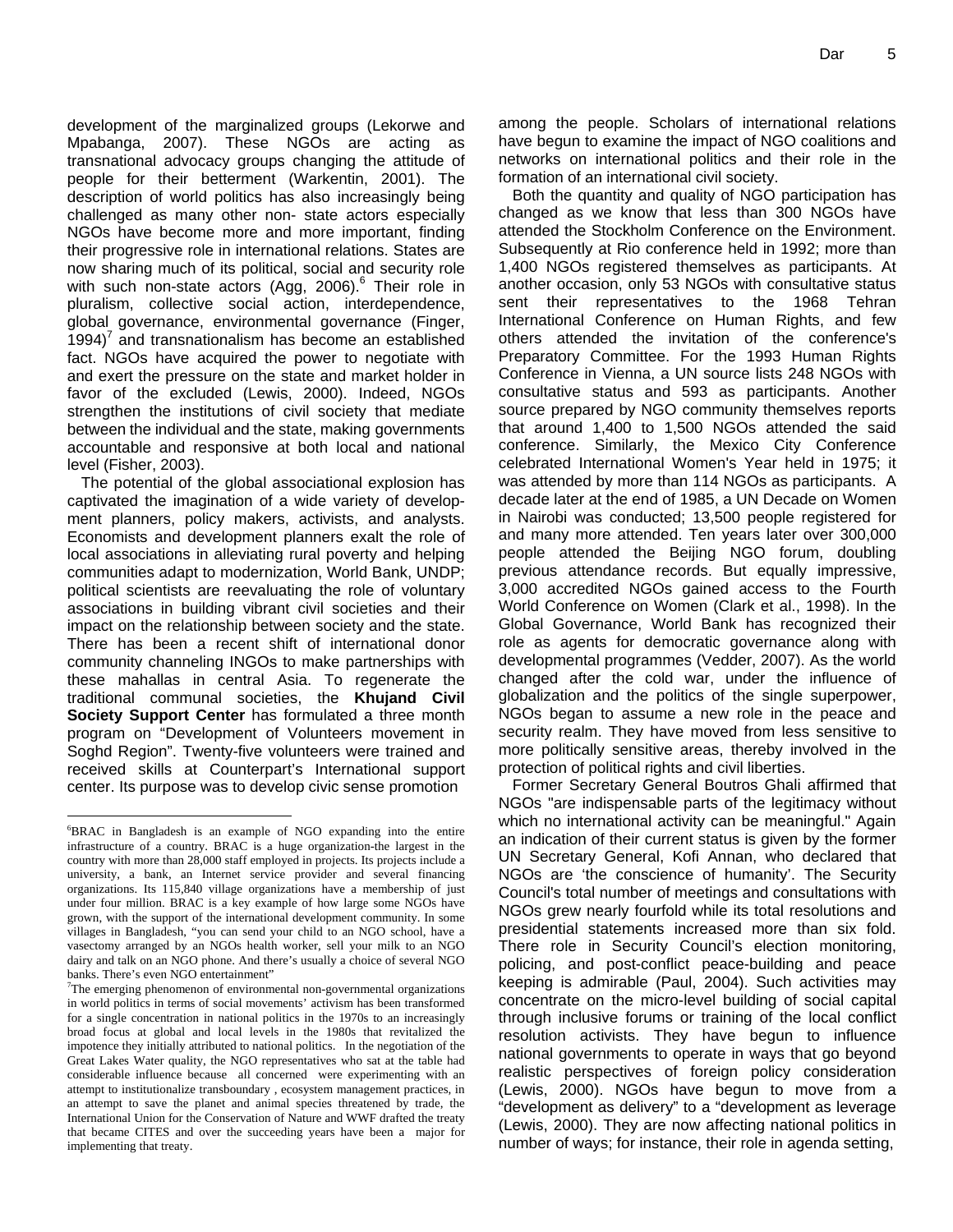development of the marginalized groups (Lekorwe and Mpabanga, 2007). These NGOs are acting as transnational advocacy groups changing the attitude of people for their betterment (Warkentin, 2001). The description of world politics has also increasingly being challenged as many other non- state actors especially NGOs have become more and more important, finding their progressive role in international relations. States are now sharing much of its political, social and security role with such non-state actors (Agg, 2006).[6] Their role in pluralism, collective social action, interdependence, global governance, environmental governance (Finger, 1994)[7] and transnationalism has become an established fact. NGOs have acquired the power to negotiate with and exert the pressure on the state and market holder in favor of the excluded (Lewis, 2000). Indeed, NGOs strengthen the institutions of civil society that mediate between the individual and the state, making governments accountable and responsive at both local and national level (Fisher, 2003).

The potential of the global associational explosion has captivated the imagination of a wide variety of development planners, policy makers, activists, and analysts. Economists and development planners exalt the role of local associations in alleviating rural poverty and helping communities adapt to modernization, World Bank, UNDP; political scientists are reevaluating the role of voluntary associations in building vibrant civil societies and their impact on the relationship between society and the state. There has been a recent shift of international donor community channeling INGOs to make partnerships with these mahallas in central Asia. To regenerate the traditional communal societies, the **Khujand Civil Society Support Center** has formulated a three month program on "Development of Volunteers movement in Soghd Region". Twenty-five volunteers were trained and received skills at Counterpart's International support center. Its purpose was to develop civic sense promotion among the people. Scholars of international relations have begun to examine the impact of NGO coalitions and networks on international politics and their role in the formation of an international civil society.

Both the quantity and quality of NGO participation has changed as we know that less than 300 NGOs have attended the Stockholm Conference on the Environment. Subsequently at Rio conference held in 1992; more than 1,400 NGOs registered themselves as participants. At another occasion, only 53 NGOs with consultative status sent their representatives to the 1968 Tehran International Conference on Human Rights, and few others attended the invitation of the conference's Preparatory Committee. For the 1993 Human Rights Conference in Vienna, a UN source lists 248 NGOs with consultative status and 593 as participants. Another source prepared by NGO community themselves reports that around 1,400 to 1,500 NGOs attended the said conference. Similarly, the Mexico City Conference celebrated International Women's Year held in 1975; it was attended by more than 114 NGOs as participants. A decade later at the end of 1985, a UN Decade on Women in Nairobi was conducted; 13,500 people registered for and many more attended. Ten years later over 300,000 people attended the Beijing NGO forum, doubling previous attendance records. But equally impressive, 3,000 accredited NGOs gained access to the Fourth World Conference on Women (Clark et al., 1998). In the Global Governance, World Bank has recognized their role as agents for democratic governance along with developmental programmes (Vedder, 2007). As the world changed after the cold war, under the influence of globalization and the politics of the single superpower, NGOs began to assume a new role in the peace and security realm. They have moved from less sensitive to more politically sensitive areas, thereby involved in the protection of political rights and civil liberties.

Former Secretary General Boutros Ghali affirmed that NGOs "are indispensable parts of the legitimacy without which no international activity can be meaningful." Again an indication of their current status is given by the former UN Secretary General, Kofi Annan, who declared that NGOs are 'the conscience of humanity'. The Security Council's total number of meetings and consultations with NGOs grew nearly fourfold while its total resolutions and presidential statements increased more than six fold. There role in Security Council's election monitoring, policing, and post-conflict peace-building and peace keeping is admirable (Paul, 2004). Such activities may concentrate on the micro-level building of social capital through inclusive forums or training of the local conflict resolution activists. They have begun to influence national governments to operate in ways that go beyond realistic perspectives of foreign policy consideration (Lewis, 2000). NGOs have begun to move from a "development as delivery" to a "development as leverage (Lewis, 2000). They are now affecting national politics in number of ways; for instance, their role in agenda setting,

---

[6] BRAC in Bangladesh is an example of NGO expanding into the entire infrastructure of a country. BRAC is a huge organization-the largest in the country with more than 28,000 staff employed in projects. Its projects include a university, a bank, an Internet service provider and several financing organizations. Its 115,840 village organizations have a membership of just under four million. BRAC is a key example of how large some NGOs have grown, with the support of the international development community. In some villages in Bangladesh, "you can send your child to an NGO school, have a vasectomy arranged by an NGOs health worker, sell your milk to an NGO dairy and talk on an NGO phone. And there's usually a choice of several NGO banks. There's even NGO entertainment"

[7] The emerging phenomenon of environmental non-governmental organizations in world politics in terms of social movements' activism has been transformed for a single concentration in national politics in the 1970s to an increasingly broad focus at global and local levels in the 1980s that revitalized the impotence they initially attributed to national politics. In the negotiation of the Great Lakes Water quality, the NGO representatives who sat at the table had considerable influence because all concerned were experimenting with an attempt to institutionalize transboundary , ecosystem management practices, in an attempt to save the planet and animal species threatened by trade, the International Union for the Conservation of Nature and WWF drafted the treaty that became CITES and over the succeeding years have been a major for implementing that treaty.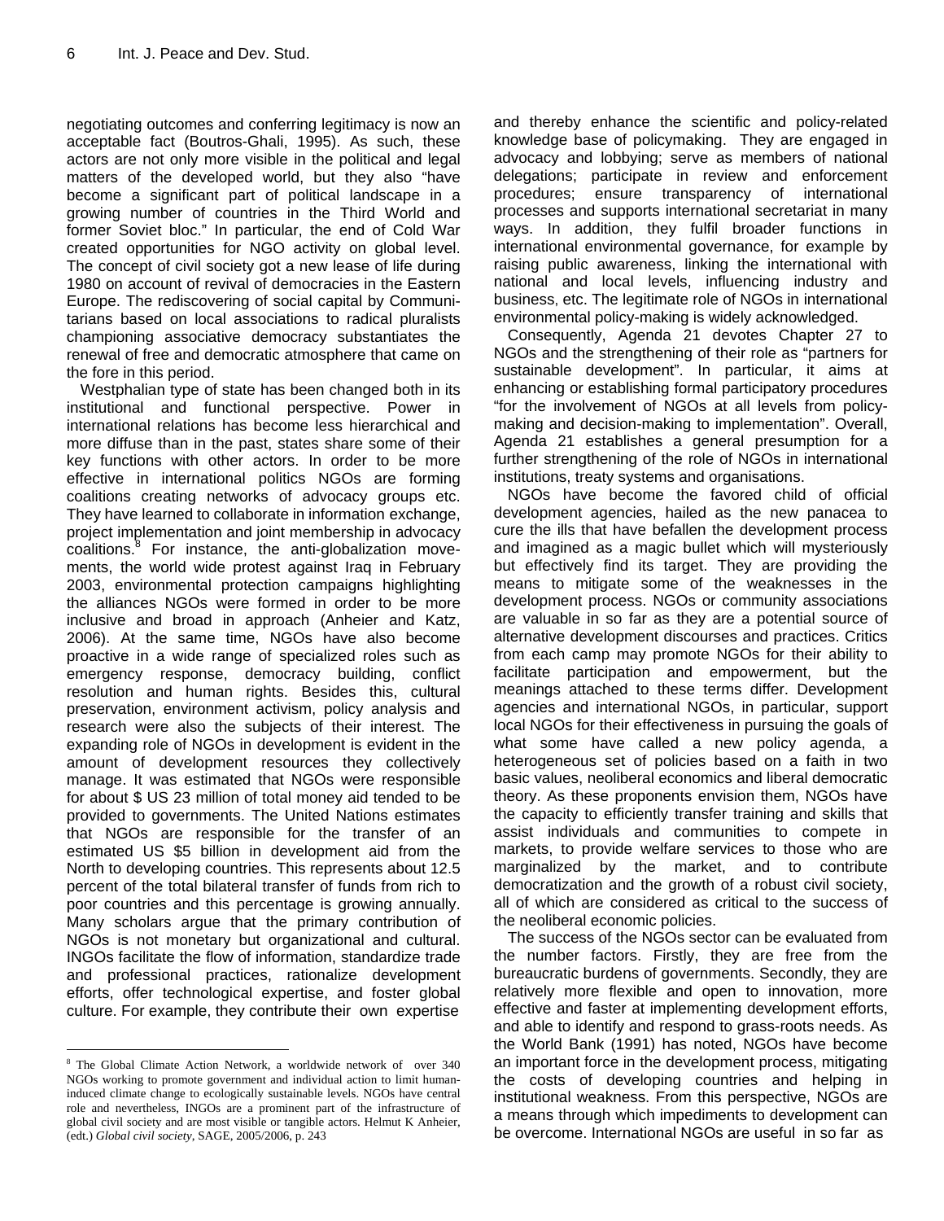negotiating outcomes and conferring legitimacy is now an acceptable fact (Boutros-Ghali, 1995). As such, these actors are not only more visible in the political and legal matters of the developed world, but they also "have become a significant part of political landscape in a growing number of countries in the Third World and former Soviet bloc." In particular, the end of Cold War created opportunities for NGO activity on global level. The concept of civil society got a new lease of life during 1980 on account of revival of democracies in the Eastern Europe. The rediscovering of social capital by Communitarians based on local associations to radical pluralists championing associative democracy substantiates the renewal of free and democratic atmosphere that came on the fore in this period.

Westphalian type of state has been changed both in its institutional and functional perspective. Power in international relations has become less hierarchical and more diffuse than in the past, states share some of their key functions with other actors. In order to be more effective in international politics NGOs are forming coalitions creating networks of advocacy groups etc. They have learned to collaborate in information exchange, project implementation and joint membership in advocacy coalitions.[8] For instance, the anti-globalization movements, the world wide protest against Iraq in February 2003, environmental protection campaigns highlighting the alliances NGOs were formed in order to be more inclusive and broad in approach (Anheier and Katz, 2006). At the same time, NGOs have also become proactive in a wide range of specialized roles such as emergency response, democracy building, conflict resolution and human rights. Besides this, cultural preservation, environment activism, policy analysis and research were also the subjects of their interest. The expanding role of NGOs in development is evident in the amount of development resources they collectively manage. It was estimated that NGOs were responsible for about $ US 23 million of total money aid tended to be provided to governments. The United Nations estimates that NGOs are responsible for the transfer of an estimated US $5 billion in development aid from the North to developing countries. This represents about 12.5 percent of the total bilateral transfer of funds from rich to poor countries and this percentage is growing annually. Many scholars argue that the primary contribution of NGOs is not monetary but organizational and cultural. INGOs facilitate the flow of information, standardize trade and professional practices, rationalize development efforts, offer technological expertise, and foster global culture. For example, they contribute their own expertise and thereby enhance the scientific and policy-related knowledge base of policymaking. They are engaged in advocacy and lobbying; serve as members of national delegations; participate in review and enforcement procedures; ensure transparency of international processes and supports international secretariat in many ways. In addition, they fulfil broader functions in international environmental governance, for example by raising public awareness, linking the international with national and local levels, influencing industry and business, etc. The legitimate role of NGOs in international environmental policy-making is widely acknowledged.

Consequently, Agenda 21 devotes Chapter 27 to NGOs and the strengthening of their role as "partners for sustainable development". In particular, it aims at enhancing or establishing formal participatory procedures "for the involvement of NGOs at all levels from policy-making and decision-making to implementation". Overall, Agenda 21 establishes a general presumption for a further strengthening of the role of NGOs in international institutions, treaty systems and organisations.

NGOs have become the favored child of official development agencies, hailed as the new panacea to cure the ills that have befallen the development process and imagined as a magic bullet which will mysteriously but effectively find its target. They are providing the means to mitigate some of the weaknesses in the development process. NGOs or community associations are valuable in so far as they are a potential source of alternative development discourses and practices. Critics from each camp may promote NGOs for their ability to facilitate participation and empowerment, but the meanings attached to these terms differ. Development agencies and international NGOs, in particular, support local NGOs for their effectiveness in pursuing the goals of what some have called a new policy agenda, a heterogeneous set of policies based on a faith in two basic values, neoliberal economics and liberal democratic theory. As these proponents envision them, NGOs have the capacity to efficiently transfer training and skills that assist individuals and communities to compete in markets, to provide welfare services to those who are marginalized by the market, and to contribute democratization and the growth of a robust civil society, all of which are considered as critical to the success of the neoliberal economic policies.

The success of the NGOs sector can be evaluated from the number factors. Firstly, they are free from the bureaucratic burdens of governments. Secondly, they are relatively more flexible and open to innovation, more effective and faster at implementing development efforts, and able to identify and respond to grass-roots needs. As the World Bank (1991) has noted, NGOs have become an important force in the development process, mitigating the costs of developing countries and helping in institutional weakness. From this perspective, NGOs are a means through which impediments to development can be overcome. International NGOs are useful in so far as

---

[8] The Global Climate Action Network, a worldwide network of over 340 NGOs working to promote government and individual action to limit human-induced climate change to ecologically sustainable levels. NGOs have central role and nevertheless, INGOs are a prominent part of the infrastructure of global civil society and are most visible or tangible actors. Helmut K Anheier, (edt.) *Global civil society*, SAGE, 2005/2006, p. 243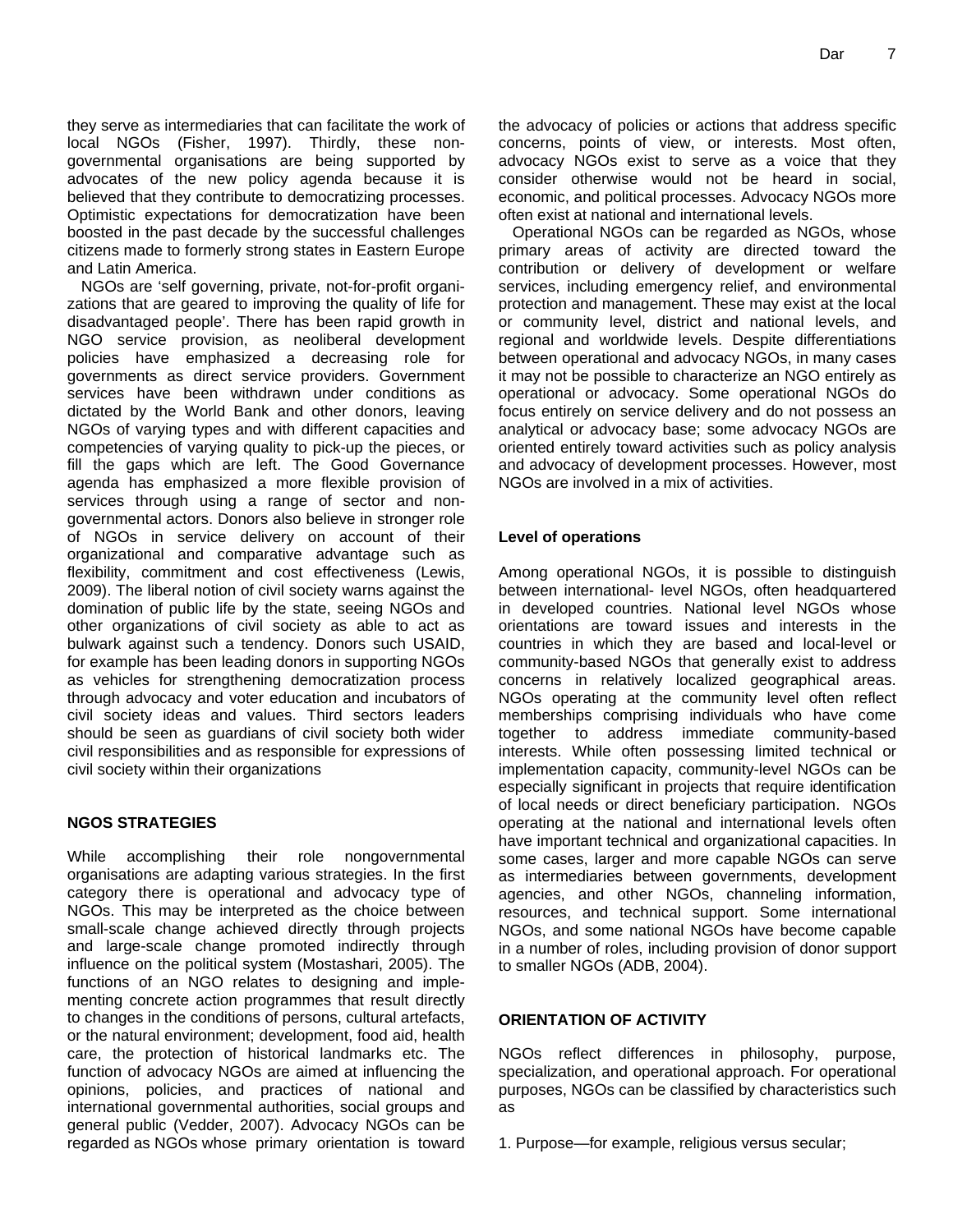they serve as intermediaries that can facilitate the work of local NGOs (Fisher, 1997). Thirdly, these non-governmental organisations are being supported by advocates of the new policy agenda because it is believed that they contribute to democratizing processes. Optimistic expectations for democratization have been boosted in the past decade by the successful challenges citizens made to formerly strong states in Eastern Europe and Latin America.

NGOs are 'self governing, private, not-for-profit organizations that are geared to improving the quality of life for disadvantaged people'. There has been rapid growth in NGO service provision, as neoliberal development policies have emphasized a decreasing role for governments as direct service providers. Government services have been withdrawn under conditions as dictated by the World Bank and other donors, leaving NGOs of varying types and with different capacities and competencies of varying quality to pick-up the pieces, or fill the gaps which are left. The Good Governance agenda has emphasized a more flexible provision of services through using a range of sector and non-governmental actors. Donors also believe in stronger role of NGOs in service delivery on account of their organizational and comparative advantage such as flexibility, commitment and cost effectiveness (Lewis, 2009). The liberal notion of civil society warns against the domination of public life by the state, seeing NGOs and other organizations of civil society as able to act as bulwark against such a tendency. Donors such USAID, for example has been leading donors in supporting NGOs as vehicles for strengthening democratization process through advocacy and voter education and incubators of civil society ideas and values. Third sectors leaders should be seen as guardians of civil society both wider civil responsibilities and as responsible for expressions of civil society within their organizations

## NGOS STRATEGIES

While accomplishing their role nongovernmental organisations are adapting various strategies. In the first category there is operational and advocacy type of NGOs. This may be interpreted as the choice between small-scale change achieved directly through projects and large-scale change promoted indirectly through influence on the political system (Mostashari, 2005). The functions of an NGO relates to designing and implementing concrete action programmes that result directly to changes in the conditions of persons, cultural artefacts, or the natural environment; development, food aid, health care, the protection of historical landmarks etc. The function of advocacy NGOs are aimed at influencing the opinions, policies, and practices of national and international governmental authorities, social groups and general public (Vedder, 2007). Advocacy NGOs can be regarded as NGOs whose primary orientation is toward the advocacy of policies or actions that address specific concerns, points of view, or interests. Most often, advocacy NGOs exist to serve as a voice that they consider otherwise would not be heard in social, economic, and political processes. Advocacy NGOs more often exist at national and international levels.

Operational NGOs can be regarded as NGOs, whose primary areas of activity are directed toward the contribution or delivery of development or welfare services, including emergency relief, and environmental protection and management. These may exist at the local or community level, district and national levels, and regional and worldwide levels. Despite differentiations between operational and advocacy NGOs, in many cases it may not be possible to characterize an NGO entirely as operational or advocacy. Some operational NGOs do focus entirely on service delivery and do not possess an analytical or advocacy base; some advocacy NGOs are oriented entirely toward activities such as policy analysis and advocacy of development processes. However, most NGOs are involved in a mix of activities.

### Level of operations

Among operational NGOs, it is possible to distinguish between international- level NGOs, often headquartered in developed countries. National level NGOs whose orientations are toward issues and interests in the countries in which they are based and local-level or community-based NGOs that generally exist to address concerns in relatively localized geographical areas. NGOs operating at the community level often reflect memberships comprising individuals who have come together to address immediate community-based interests. While often possessing limited technical or implementation capacity, community-level NGOs can be especially significant in projects that require identification of local needs or direct beneficiary participation. NGOs operating at the national and international levels often have important technical and organizational capacities. In some cases, larger and more capable NGOs can serve as intermediaries between governments, development agencies, and other NGOs, channeling information, resources, and technical support. Some international NGOs, and some national NGOs have become capable in a number of roles, including provision of donor support to smaller NGOs (ADB, 2004).

## ORIENTATION OF ACTIVITY

NGOs reflect differences in philosophy, purpose, specialization, and operational approach. For operational purposes, NGOs can be classified by characteristics such as

1. Purpose—for example, religious versus secular;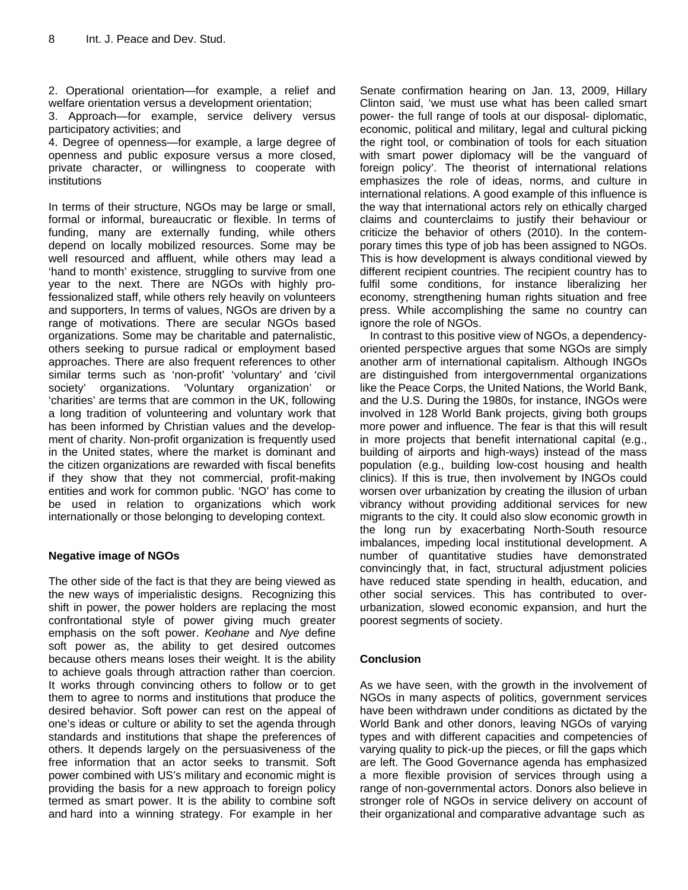2. Operational orientation—for example, a relief and welfare orientation versus a development orientation;

3. Approach—for example, service delivery versus participatory activities; and

4. Degree of openness—for example, a large degree of openness and public exposure versus a more closed, private character, or willingness to cooperate with institutions

In terms of their structure, NGOs may be large or small, formal or informal, bureaucratic or flexible. In terms of funding, many are externally funding, while others depend on locally mobilized resources. Some may be well resourced and affluent, while others may lead a 'hand to month' existence, struggling to survive from one year to the next. There are NGOs with highly professionalized staff, while others rely heavily on volunteers and supporters, In terms of values, NGOs are driven by a range of motivations. There are secular NGOs based organizations. Some may be charitable and paternalistic, others seeking to pursue radical or employment based approaches. There are also frequent references to other similar terms such as 'non-profit' 'voluntary' and 'civil society' organizations. 'Voluntary organization' or 'charities' are terms that are common in the UK, following a long tradition of volunteering and voluntary work that has been informed by Christian values and the development of charity. Non-profit organization is frequently used in the United states, where the market is dominant and the citizen organizations are rewarded with fiscal benefits if they show that they not commercial, profit-making entities and work for common public. 'NGO' has come to be used in relation to organizations which work internationally or those belonging to developing context.

## Negative image of NGOs

The other side of the fact is that they are being viewed as the new ways of imperialistic designs. Recognizing this shift in power, the power holders are replacing the most confrontational style of power giving much greater emphasis on the soft power. *Keohane* and *Nye* define soft power as, the ability to get desired outcomes because others means loses their weight. It is the ability to achieve goals through attraction rather than coercion. It works through convincing others to follow or to get them to agree to norms and institutions that produce the desired behavior. Soft power can rest on the appeal of one's ideas or culture or ability to set the agenda through standards and institutions that shape the preferences of others. It depends largely on the persuasiveness of the free information that an actor seeks to transmit. Soft power combined with US's military and economic might is providing the basis for a new approach to foreign policy termed as smart power. It is the ability to combine soft and hard into a winning strategy. For example in her Senate confirmation hearing on Jan. 13, 2009, Hillary Clinton said, 'we must use what has been called smart power- the full range of tools at our disposal- diplomatic, economic, political and military, legal and cultural picking the right tool, or combination of tools for each situation with smart power diplomacy will be the vanguard of foreign policy'. The theorist of international relations emphasizes the role of ideas, norms, and culture in international relations. A good example of this influence is the way that international actors rely on ethically charged claims and counterclaims to justify their behaviour or criticize the behavior of others (2010). In the contemporary times this type of job has been assigned to NGOs. This is how development is always conditional viewed by different recipient countries. The recipient country has to fulfil some conditions, for instance liberalizing her economy, strengthening human rights situation and free press. While accomplishing the same no country can ignore the role of NGOs.

In contrast to this positive view of NGOs, a dependency-oriented perspective argues that some NGOs are simply another arm of international capitalism. Although INGOs are distinguished from intergovernmental organizations like the Peace Corps, the United Nations, the World Bank, and the U.S. During the 1980s, for instance, INGOs were involved in 128 World Bank projects, giving both groups more power and influence. The fear is that this will result in more projects that benefit international capital (e.g., building of airports and high-ways) instead of the mass population (e.g., building low-cost housing and health clinics). If this is true, then involvement by INGOs could worsen over urbanization by creating the illusion of urban vibrancy without providing additional services for new migrants to the city. It could also slow economic growth in the long run by exacerbating North-South resource imbalances, impeding local institutional development. A number of quantitative studies have demonstrated convincingly that, in fact, structural adjustment policies have reduced state spending in health, education, and other social services. This has contributed to over-urbanization, slowed economic expansion, and hurt the poorest segments of society.

## Conclusion

As we have seen, with the growth in the involvement of NGOs in many aspects of politics, government services have been withdrawn under conditions as dictated by the World Bank and other donors, leaving NGOs of varying types and with different capacities and competencies of varying quality to pick-up the pieces, or fill the gaps which are left. The Good Governance agenda has emphasized a more flexible provision of services through using a range of non-governmental actors. Donors also believe in stronger role of NGOs in service delivery on account of their organizational and comparative advantage such as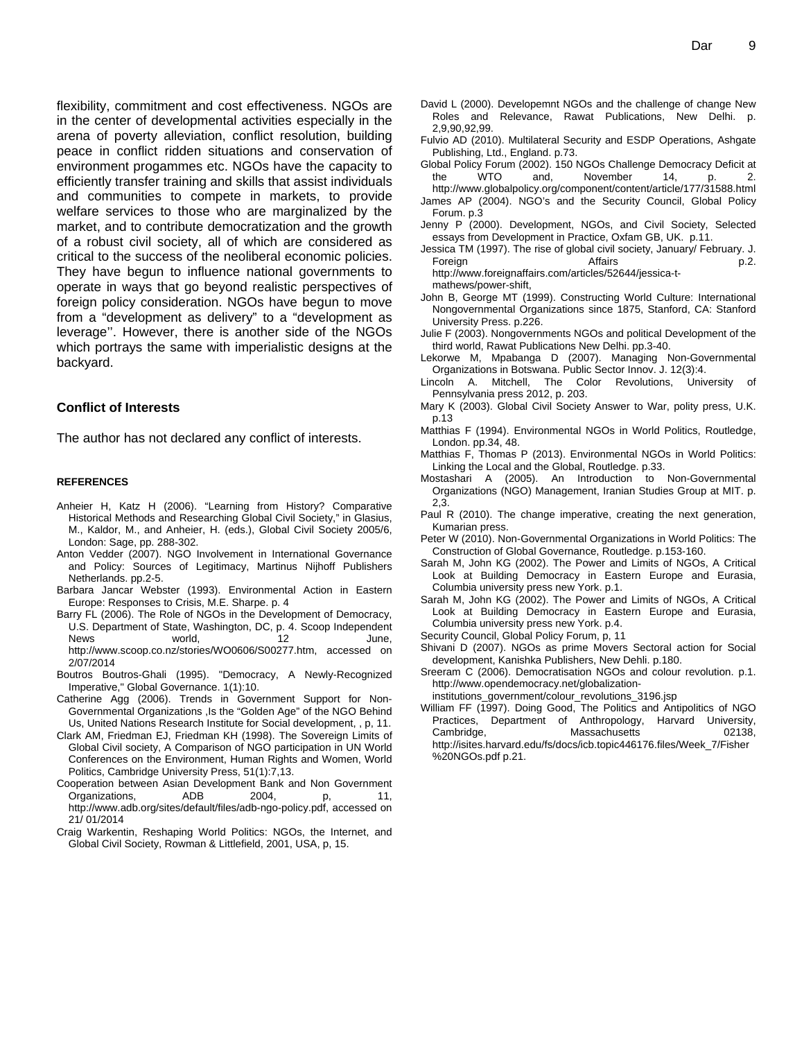flexibility, commitment and cost effectiveness. NGOs are in the center of developmental activities especially in the arena of poverty alleviation, conflict resolution, building peace in conflict ridden situations and conservation of environment progammes etc. NGOs have the capacity to efficiently transfer training and skills that assist individuals and communities to compete in markets, to provide welfare services to those who are marginalized by the market, and to contribute democratization and the growth of a robust civil society, all of which are considered as critical to the success of the neoliberal economic policies. They have begun to influence national governments to operate in ways that go beyond realistic perspectives of foreign policy consideration. NGOs have begun to move from a "development as delivery" to a "development as leverage''. However, there is another side of the NGOs which portrays the same with imperialistic designs at the backyard.

## Conflict of Interests

The author has not declared any conflict of interests.

## REFERENCES

Anheier H, Katz H (2006). "Learning from History? Comparative Historical Methods and Researching Global Civil Society," in Glasius, M., Kaldor, M., and Anheier, H. (eds.), Global Civil Society 2005/6, London: Sage, pp. 288-302.

Anton Vedder (2007). NGO Involvement in International Governance and Policy: Sources of Legitimacy, Martinus Nijhoff Publishers Netherlands. pp.2-5.

Barbara Jancar Webster (1993). Environmental Action in Eastern Europe: Responses to Crisis, M.E. Sharpe. p. 4

Barry FL (2006). The Role of NGOs in the Development of Democracy, U.S. Department of State, Washington, DC, p. 4. Scoop Independent News world, 12 June, http://www.scoop.co.nz/stories/WO0606/S00277.htm, accessed on 2/07/2014

Boutros Boutros-Ghali (1995). "Democracy, A Newly-Recognized Imperative," Global Governance. 1(1):10.

Catherine Agg (2006). Trends in Government Support for Non-Governmental Organizations ,Is the "Golden Age" of the NGO Behind Us, United Nations Research Institute for Social development, , p, 11.

Clark AM, Friedman EJ, Friedman KH (1998). The Sovereign Limits of Global Civil society, A Comparison of NGO participation in UN World Conferences on the Environment, Human Rights and Women, World Politics, Cambridge University Press, 51(1):7,13.

Cooperation between Asian Development Bank and Non Government Organizations, ADB 2004, p, 11, http://www.adb.org/sites/default/files/adb-ngo-policy.pdf, accessed on 21/ 01/2014

Craig Warkentin, Reshaping World Politics: NGOs, the Internet, and Global Civil Society, Rowman & Littlefield, 2001, USA, p, 15.

David L (2000). Developemnt NGOs and the challenge of change New Roles and Relevance, Rawat Publications, New Delhi. p. 2,9,90,92,99.

Fulvio AD (2010). Multilateral Security and ESDP Operations, Ashgate Publishing, Ltd., England. p.73.

Global Policy Forum (2002). 150 NGOs Challenge Democracy Deficit at the WTO and, November 14, p. 2. http://www.globalpolicy.org/component/content/article/177/31588.html

James AP (2004). NGO's and the Security Council, Global Policy Forum. p.3

Jenny P (2000). Development, NGOs, and Civil Society, Selected essays from Development in Practice, Oxfam GB, UK. p.11.

Jessica TM (1997). The rise of global civil society, January/ February. J. Foreign Affairs p.2. http://www.foreignaffairs.com/articles/52644/jessica-t-mathews/power-shift,

John B, George MT (1999). Constructing World Culture: International Nongovernmental Organizations since 1875, Stanford, CA: Stanford University Press. p.226.

Julie F (2003). Nongovernments NGOs and political Development of the third world, Rawat Publications New Delhi. pp.3-40.

Lekorwe M, Mpabanga D (2007). Managing Non-Governmental Organizations in Botswana. Public Sector Innov. J. 12(3):4.

Lincoln A. Mitchell, The Color Revolutions, University of Pennsylvania press 2012, p. 203.

Mary K (2003). Global Civil Society Answer to War, polity press, U.K. p.13

Matthias F (1994). Environmental NGOs in World Politics, Routledge, London. pp.34, 48.

Matthias F, Thomas P (2013). Environmental NGOs in World Politics: Linking the Local and the Global, Routledge. p.33.

Mostashari A (2005). An Introduction to Non-Governmental Organizations (NGO) Management, Iranian Studies Group at MIT. p. 2,3.

Paul R (2010). The change imperative, creating the next generation, Kumarian press.

Peter W (2010). Non-Governmental Organizations in World Politics: The Construction of Global Governance, Routledge. p.153-160.

Sarah M, John KG (2002). The Power and Limits of NGOs, A Critical Look at Building Democracy in Eastern Europe and Eurasia, Columbia university press new York. p.1.

Sarah M, John KG (2002). The Power and Limits of NGOs, A Critical Look at Building Democracy in Eastern Europe and Eurasia, Columbia university press new York. p.4.

Security Council, Global Policy Forum, p, 11

Shivani D (2007). NGOs as prime Movers Sectoral action for Social development, Kanishka Publishers, New Dehli. p.180.

Sreeram C (2006). Democratisation NGOs and colour revolution. p.1. http://www.opendemocracy.net/globalization-institutions_government/colour_revolutions_3196.jsp

William FF (1997). Doing Good, The Politics and Antipolitics of NGO Practices, Department of Anthropology, Harvard University, Cambridge, Massachusetts 02138, http://isites.harvard.edu/fs/docs/icb.topic446176.files/Week_7/Fisher%20NGOs.pdf p.21.